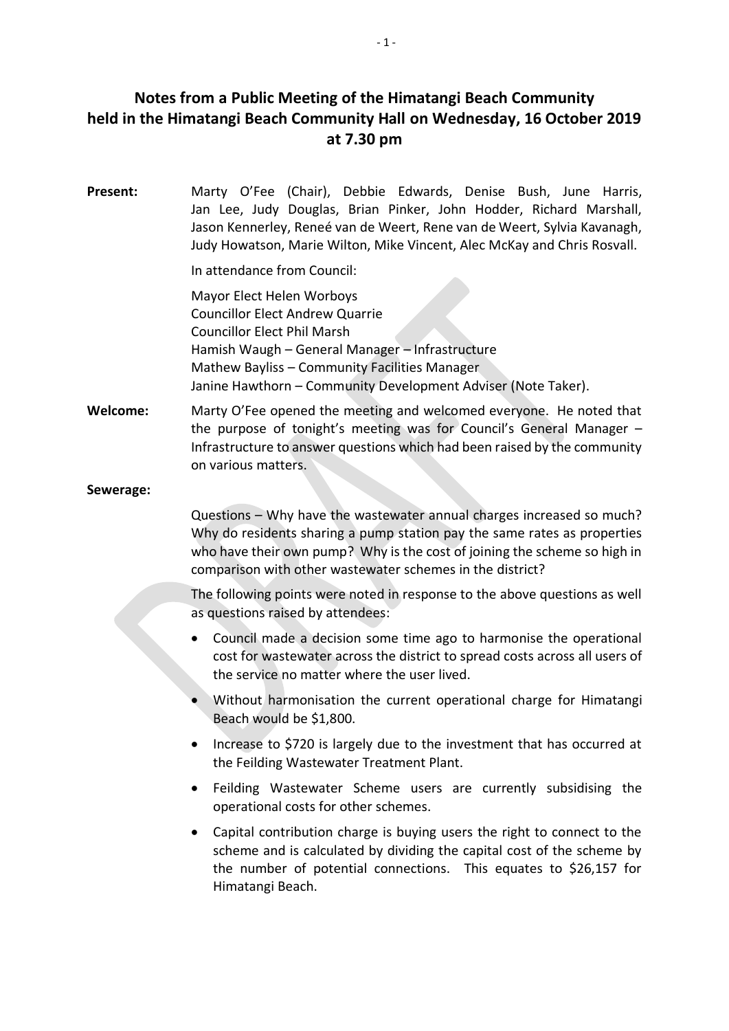# Notes from a Public Meeting of the Himatangi Beach Community held in the Himatangi Beach Community Hall on Wednesday, 16 October 2019 at 7.30 pm

**Present:** Marty O'Fee (Chair), Debbie Edwards, Denise Bush, June Harris, Jan Lee, Judy Douglas, Brian Pinker, John Hodder, Richard Marshall, Jason Kennerley, Reneé van de Weert, Rene van de Weert, Sylvia Kavanagh, Judy Howatson, Marie Wilton, Mike Vincent, Alec McKay and Chris Rosvall.

In attendance from Council:

Mayor Elect Helen Worboys
Councillor Elect Andrew Quarrie
Councillor Elect Phil Marsh
Hamish Waugh – General Manager – Infrastructure
Mathew Bayliss – Community Facilities Manager
Janine Hawthorn – Community Development Adviser (Note Taker).

**Welcome:** Marty O'Fee opened the meeting and welcomed everyone. He noted that the purpose of tonight's meeting was for Council's General Manager – Infrastructure to answer questions which had been raised by the community on various matters.

**Sewerage:**

Questions – Why have the wastewater annual charges increased so much? Why do residents sharing a pump station pay the same rates as properties who have their own pump? Why is the cost of joining the scheme so high in comparison with other wastewater schemes in the district?

The following points were noted in response to the above questions as well as questions raised by attendees:

- Council made a decision some time ago to harmonise the operational cost for wastewater across the district to spread costs across all users of the service no matter where the user lived.
- Without harmonisation the current operational charge for Himatangi Beach would be $1,800.
- Increase to $720 is largely due to the investment that has occurred at the Feilding Wastewater Treatment Plant.
- Feilding Wastewater Scheme users are currently subsidising the operational costs for other schemes.
- Capital contribution charge is buying users the right to connect to the scheme and is calculated by dividing the capital cost of the scheme by the number of potential connections. This equates to $26,157 for Himatangi Beach.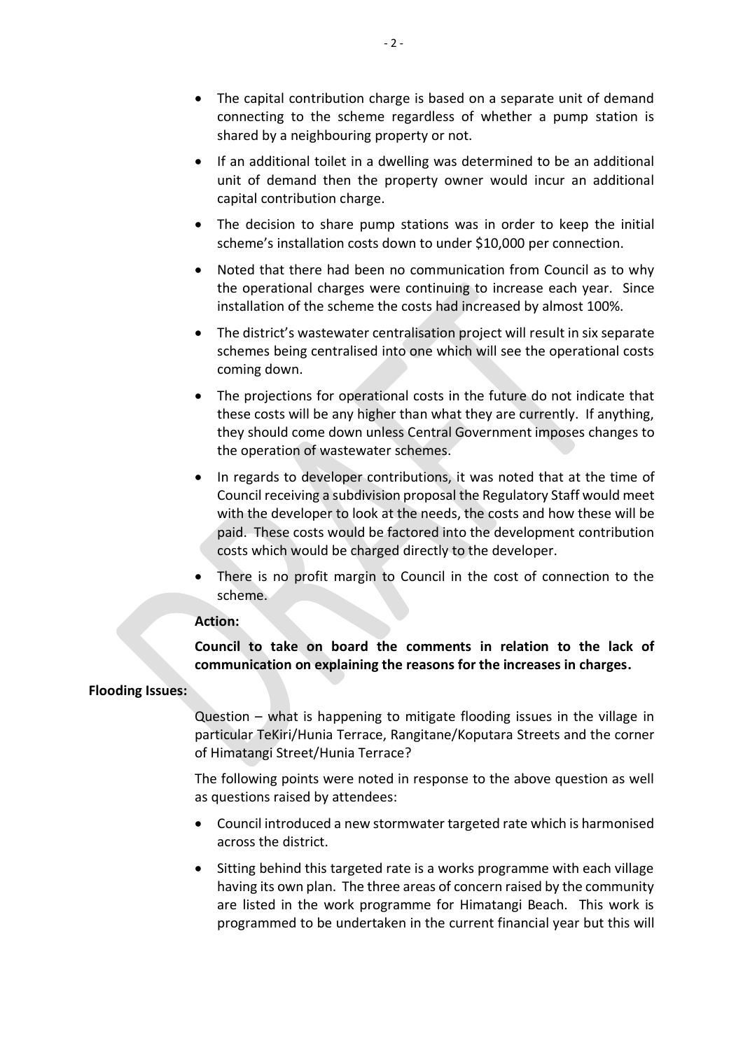- The capital contribution charge is based on a separate unit of demand connecting to the scheme regardless of whether a pump station is shared by a neighbouring property or not.
- If an additional toilet in a dwelling was determined to be an additional unit of demand then the property owner would incur an additional capital contribution charge.
- The decision to share pump stations was in order to keep the initial scheme's installation costs down to under $10,000 per connection.
- Noted that there had been no communication from Council as to why the operational charges were continuing to increase each year. Since installation of the scheme the costs had increased by almost 100%.
- The district's wastewater centralisation project will result in six separate schemes being centralised into one which will see the operational costs coming down.
- The projections for operational costs in the future do not indicate that these costs will be any higher than what they are currently. If anything, they should come down unless Central Government imposes changes to the operation of wastewater schemes.
- In regards to developer contributions, it was noted that at the time of Council receiving a subdivision proposal the Regulatory Staff would meet with the developer to look at the needs, the costs and how these will be paid. These costs would be factored into the development contribution costs which would be charged directly to the developer.
- There is no profit margin to Council in the cost of connection to the scheme.

**Action:**

**Council to take on board the comments in relation to the lack of communication on explaining the reasons for the increases in charges.**

**Flooding Issues:**

Question – what is happening to mitigate flooding issues in the village in particular TeKiri/Hunia Terrace, Rangitane/Koputara Streets and the corner of Himatangi Street/Hunia Terrace?

The following points were noted in response to the above question as well as questions raised by attendees:

- Council introduced a new stormwater targeted rate which is harmonised across the district.
- Sitting behind this targeted rate is a works programme with each village having its own plan. The three areas of concern raised by the community are listed in the work programme for Himatangi Beach. This work is programmed to be undertaken in the current financial year but this will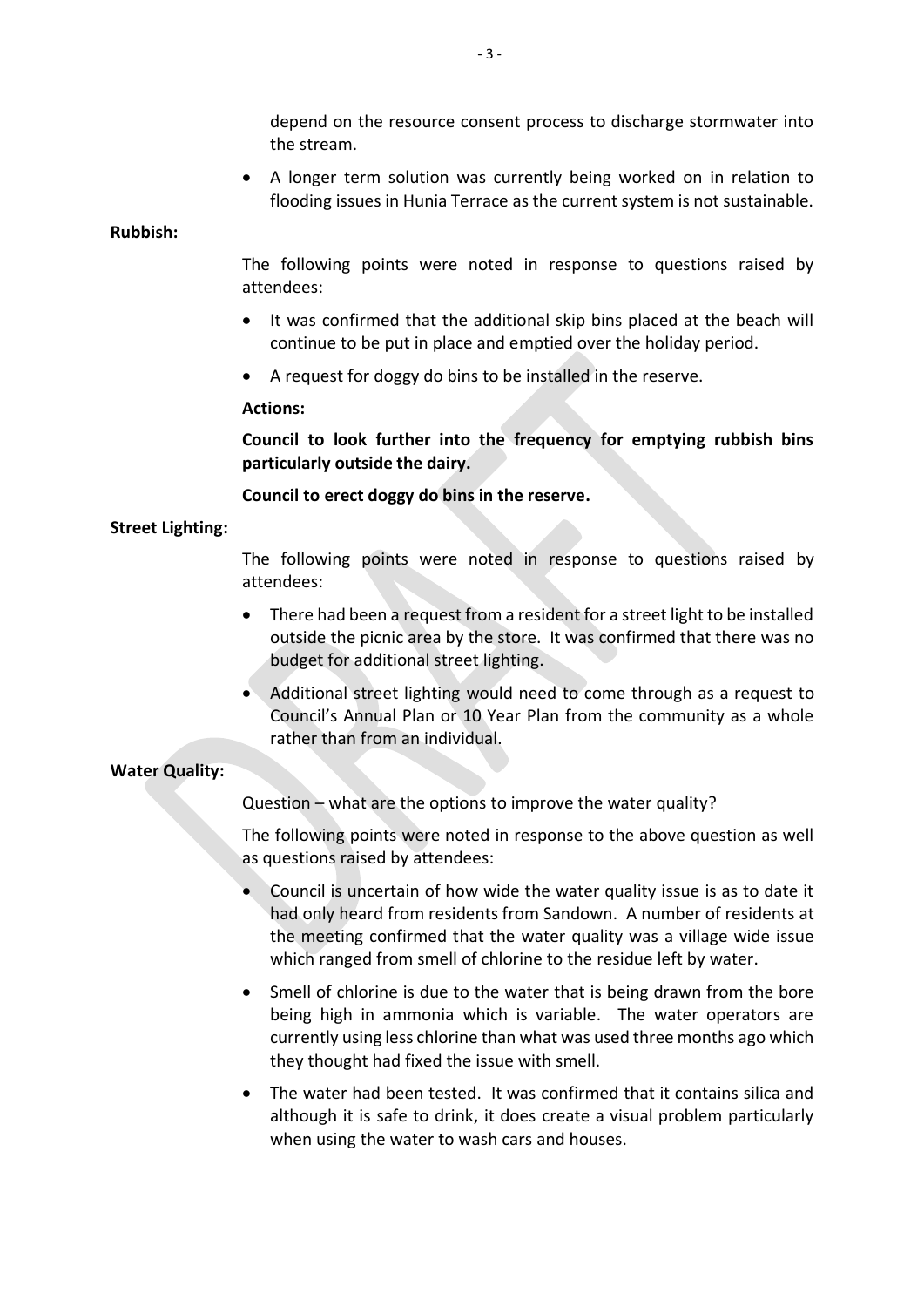depend on the resource consent process to discharge stormwater into the stream.

- A longer term solution was currently being worked on in relation to flooding issues in Hunia Terrace as the current system is not sustainable.

**Rubbish:**

The following points were noted in response to questions raised by attendees:

- It was confirmed that the additional skip bins placed at the beach will continue to be put in place and emptied over the holiday period.
- A request for doggy do bins to be installed in the reserve.

**Actions:**

**Council to look further into the frequency for emptying rubbish bins particularly outside the dairy.**

**Council to erect doggy do bins in the reserve.**

**Street Lighting:**

The following points were noted in response to questions raised by attendees:

- There had been a request from a resident for a street light to be installed outside the picnic area by the store. It was confirmed that there was no budget for additional street lighting.
- Additional street lighting would need to come through as a request to Council's Annual Plan or 10 Year Plan from the community as a whole rather than from an individual.

**Water Quality:**

Question – what are the options to improve the water quality?

The following points were noted in response to the above question as well as questions raised by attendees:

- Council is uncertain of how wide the water quality issue is as to date it had only heard from residents from Sandown. A number of residents at the meeting confirmed that the water quality was a village wide issue which ranged from smell of chlorine to the residue left by water.
- Smell of chlorine is due to the water that is being drawn from the bore being high in ammonia which is variable. The water operators are currently using less chlorine than what was used three months ago which they thought had fixed the issue with smell.
- The water had been tested. It was confirmed that it contains silica and although it is safe to drink, it does create a visual problem particularly when using the water to wash cars and houses.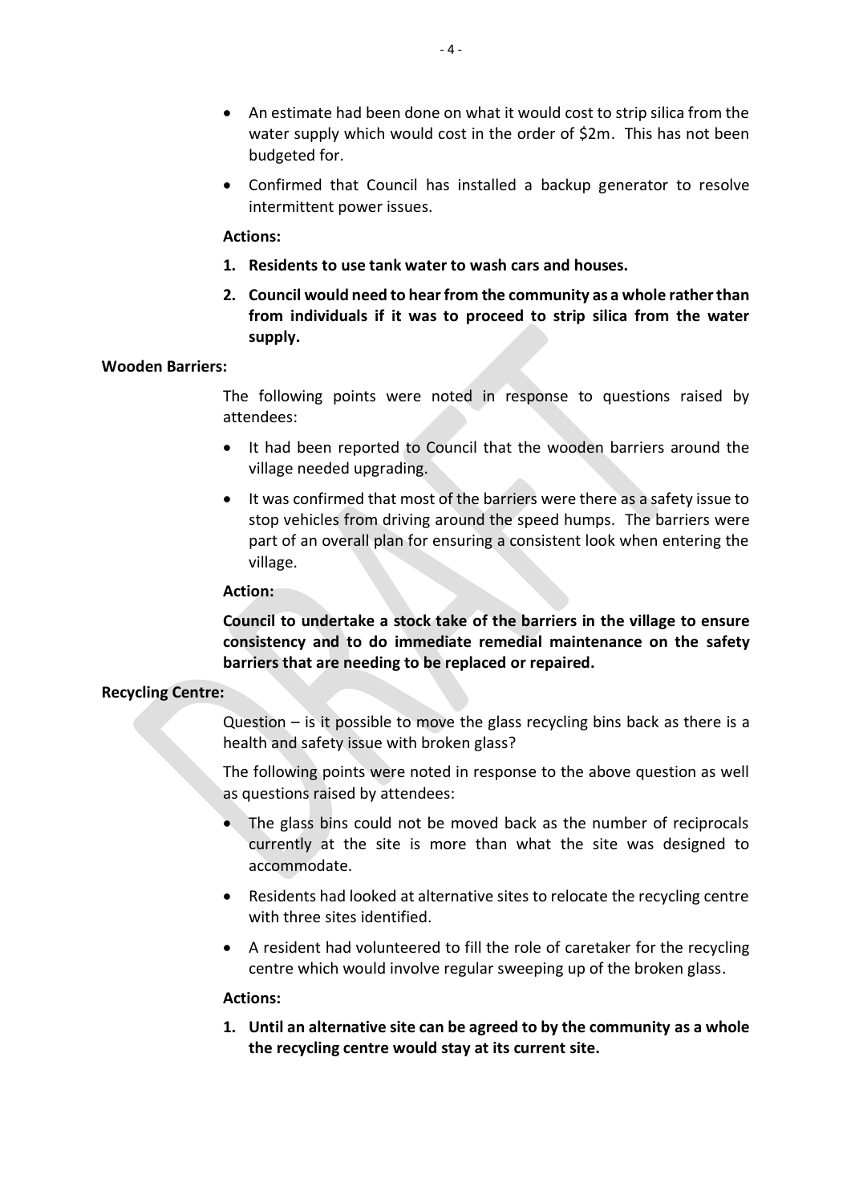- An estimate had been done on what it would cost to strip silica from the water supply which would cost in the order of $2m. This has not been budgeted for.
- Confirmed that Council has installed a backup generator to resolve intermittent power issues.

**Actions:**

1. **Residents to use tank water to wash cars and houses.**
2. **Council would need to hear from the community as a whole rather than from individuals if it was to proceed to strip silica from the water supply.**

**Wooden Barriers:**

The following points were noted in response to questions raised by attendees:

- It had been reported to Council that the wooden barriers around the village needed upgrading.
- It was confirmed that most of the barriers were there as a safety issue to stop vehicles from driving around the speed humps. The barriers were part of an overall plan for ensuring a consistent look when entering the village.

**Action:**

**Council to undertake a stock take of the barriers in the village to ensure consistency and to do immediate remedial maintenance on the safety barriers that are needing to be replaced or repaired.**

**Recycling Centre:**

Question – is it possible to move the glass recycling bins back as there is a health and safety issue with broken glass?

The following points were noted in response to the above question as well as questions raised by attendees:

- The glass bins could not be moved back as the number of reciprocals currently at the site is more than what the site was designed to accommodate.
- Residents had looked at alternative sites to relocate the recycling centre with three sites identified.
- A resident had volunteered to fill the role of caretaker for the recycling centre which would involve regular sweeping up of the broken glass.

**Actions:**

1. **Until an alternative site can be agreed to by the community as a whole the recycling centre would stay at its current site.**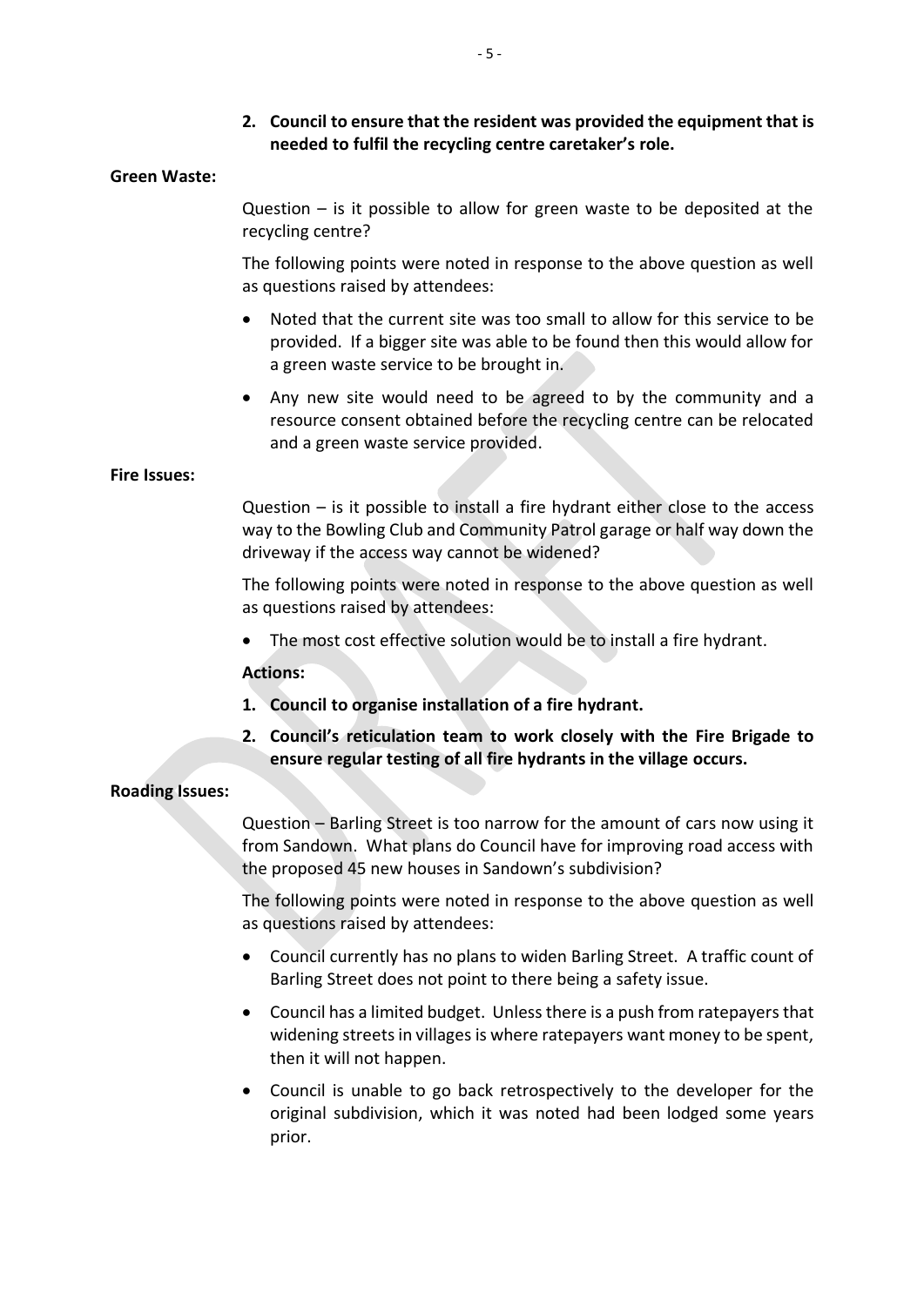2. **Council to ensure that the resident was provided the equipment that is needed to fulfil the recycling centre caretaker's role.**

**Green Waste:**

Question – is it possible to allow for green waste to be deposited at the recycling centre?

The following points were noted in response to the above question as well as questions raised by attendees:

- Noted that the current site was too small to allow for this service to be provided. If a bigger site was able to be found then this would allow for a green waste service to be brought in.
- Any new site would need to be agreed to by the community and a resource consent obtained before the recycling centre can be relocated and a green waste service provided.

**Fire Issues:**

Question – is it possible to install a fire hydrant either close to the access way to the Bowling Club and Community Patrol garage or half way down the driveway if the access way cannot be widened?

The following points were noted in response to the above question as well as questions raised by attendees:

- The most cost effective solution would be to install a fire hydrant.

**Actions:**

1. **Council to organise installation of a fire hydrant.**
2. **Council's reticulation team to work closely with the Fire Brigade to ensure regular testing of all fire hydrants in the village occurs.**

**Roading Issues:**

Question – Barling Street is too narrow for the amount of cars now using it from Sandown. What plans do Council have for improving road access with the proposed 45 new houses in Sandown's subdivision?

The following points were noted in response to the above question as well as questions raised by attendees:

- Council currently has no plans to widen Barling Street. A traffic count of Barling Street does not point to there being a safety issue.
- Council has a limited budget. Unless there is a push from ratepayers that widening streets in villages is where ratepayers want money to be spent, then it will not happen.
- Council is unable to go back retrospectively to the developer for the original subdivision, which it was noted had been lodged some years prior.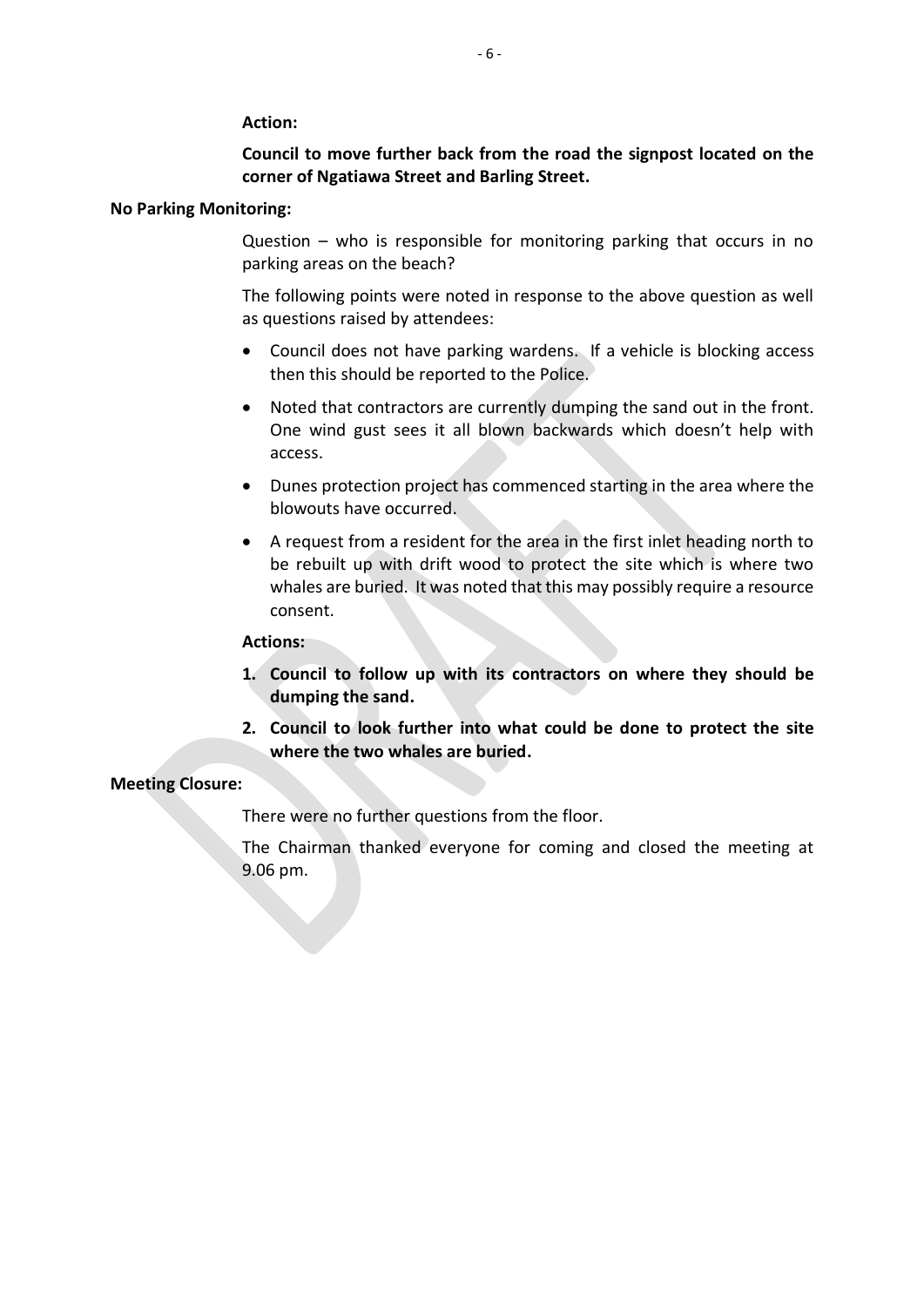**Action:**

**Council to move further back from the road the signpost located on the corner of Ngatiawa Street and Barling Street.**

**No Parking Monitoring:**

Question – who is responsible for monitoring parking that occurs in no parking areas on the beach?

The following points were noted in response to the above question as well as questions raised by attendees:

- Council does not have parking wardens. If a vehicle is blocking access then this should be reported to the Police.
- Noted that contractors are currently dumping the sand out in the front. One wind gust sees it all blown backwards which doesn't help with access.
- Dunes protection project has commenced starting in the area where the blowouts have occurred.
- A request from a resident for the area in the first inlet heading north to be rebuilt up with drift wood to protect the site which is where two whales are buried. It was noted that this may possibly require a resource consent.

**Actions:**

1. **Council to follow up with its contractors on where they should be dumping the sand.**
2. **Council to look further into what could be done to protect the site where the two whales are buried.**

**Meeting Closure:**

There were no further questions from the floor.

The Chairman thanked everyone for coming and closed the meeting at 9.06 pm.